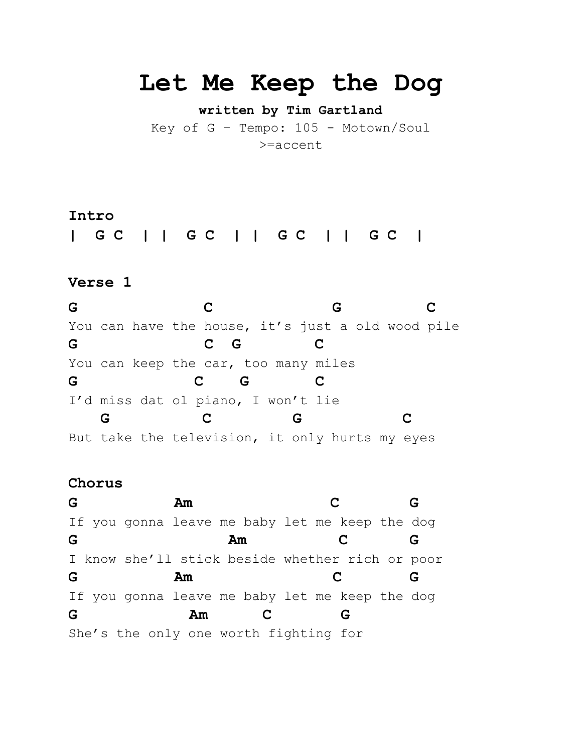# Let Me Keep the Dog

**written by Tim Gartland**

Key of G – Tempo: 105 - Motown/Soul

>=accent

**Intro**

```
|  G C  | |  G C  | |  G C  | |  G C  |
```

**Verse 1**

```
G                C               G          C
You can have the house, it's just a old wood pile
G               C  G          C
You can keep the car, too many miles
G              C    G         C
I'd miss dat ol piano, I won't lie
   G            C          G             C
But take the television, it only hurts my eyes
```

**Chorus**

```
G          Am                 C         G
If you gonna leave me baby let me keep the dog
G                   Am            C       G
I know she'll stick beside whether rich or poor
G          Am                  C        G
If you gonna leave me baby let me keep the dog
G             Am       C        G
She's the only one worth fighting for
```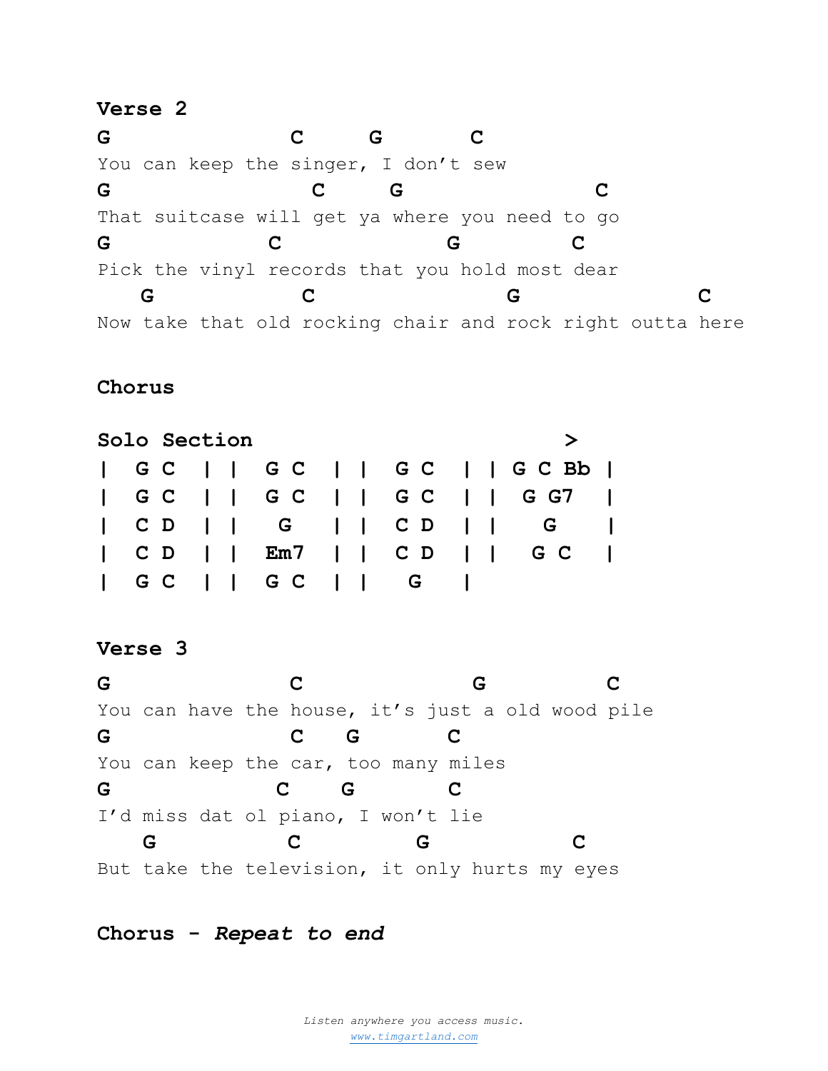**Verse 2**

```
G                  C     G        C
You can keep the singer, I don't sew
G                   C     G                 C
That suitcase will get ya where you need to go
G               C                G          C
Pick the vinyl records that you hold most dear
   G              C                 G                 C
Now take that old rocking chair and rock right outta here
```

**Chorus**

**Solo Section**

```
                                             >
|  G C  | |  G C  | |  G C  | | G C Bb |
|  G C  | |  G C  | |  G C  | |  G G7  |
|  C D  | |   G   | |  C D  | |    G   |
|  C D  | |  Em7  | |  C D  | |   G C  |
|  G C  | |  G C  | |   G   |
```

**Verse 3**

```
G                 C                G          C
You can have the house, it's just a old wood pile
G                 C    G       C
You can keep the car, too many miles
G               C    G         C
I'd miss dat ol piano, I won't lie
   G              C          G             C
But take the television, it only hurts my eyes
```

**Chorus** - ***Repeat to end***

*Listen anywhere you access music.*
www.timgartland.com